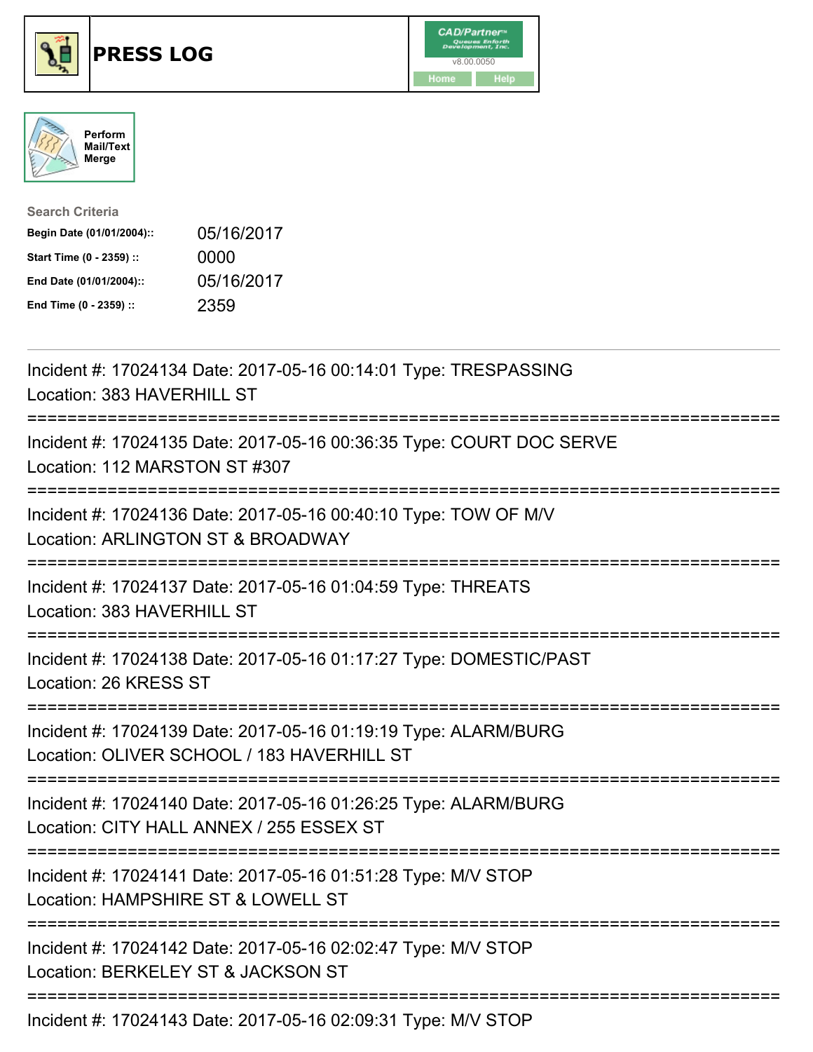# PRESS LOG

CAD/Partner™ Queues Enforth Development, Inc.
v8.00.0050
Home Help

Perform Mail/Text Merge

**Search Criteria**

| | |
|---|---|
| **Begin Date (01/01/2004)::** | 05/16/2017 |
| **Start Time (0 - 2359) ::** | 0000 |
| **End Date (01/01/2004)::** | 05/16/2017 |
| **End Time (0 - 2359) ::** | 2359 |

---

Incident #: 17024134 Date: 2017-05-16 00:14:01 Type: TRESPASSING
Location: 383 HAVERHILL ST

===========================================================================

Incident #: 17024135 Date: 2017-05-16 00:36:35 Type: COURT DOC SERVE
Location: 112 MARSTON ST #307

===========================================================================

Incident #: 17024136 Date: 2017-05-16 00:40:10 Type: TOW OF M/V
Location: ARLINGTON ST & BROADWAY

===========================================================================

Incident #: 17024137 Date: 2017-05-16 01:04:59 Type: THREATS
Location: 383 HAVERHILL ST

===========================================================================

Incident #: 17024138 Date: 2017-05-16 01:17:27 Type: DOMESTIC/PAST
Location: 26 KRESS ST

===========================================================================

Incident #: 17024139 Date: 2017-05-16 01:19:19 Type: ALARM/BURG
Location: OLIVER SCHOOL / 183 HAVERHILL ST

===========================================================================

Incident #: 17024140 Date: 2017-05-16 01:26:25 Type: ALARM/BURG
Location: CITY HALL ANNEX / 255 ESSEX ST

===========================================================================

Incident #: 17024141 Date: 2017-05-16 01:51:28 Type: M/V STOP
Location: HAMPSHIRE ST & LOWELL ST

===========================================================================

Incident #: 17024142 Date: 2017-05-16 02:02:47 Type: M/V STOP
Location: BERKELEY ST & JACKSON ST

===========================================================================

Incident #: 17024143 Date: 2017-05-16 02:09:31 Type: M/V STOP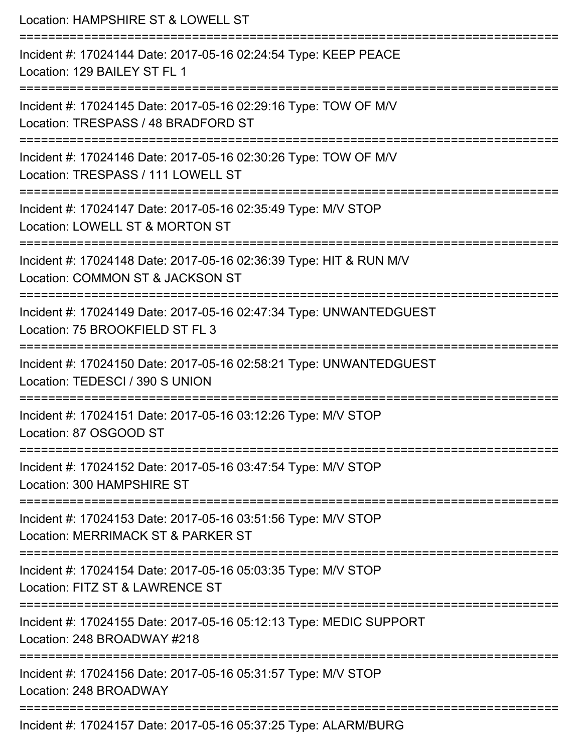Location: HAMPSHIRE ST & LOWELL ST

===========================================================================

Incident #: 17024144 Date: 2017-05-16 02:24:54 Type: KEEP PEACE
Location: 129 BAILEY ST FL 1

===========================================================================

Incident #: 17024145 Date: 2017-05-16 02:29:16 Type: TOW OF M/V
Location: TRESPASS / 48 BRADFORD ST

===========================================================================

Incident #: 17024146 Date: 2017-05-16 02:30:26 Type: TOW OF M/V
Location: TRESPASS / 111 LOWELL ST

===========================================================================

Incident #: 17024147 Date: 2017-05-16 02:35:49 Type: M/V STOP
Location: LOWELL ST & MORTON ST

===========================================================================

Incident #: 17024148 Date: 2017-05-16 02:36:39 Type: HIT & RUN M/V
Location: COMMON ST & JACKSON ST

===========================================================================

Incident #: 17024149 Date: 2017-05-16 02:47:34 Type: UNWANTEDGUEST
Location: 75 BROOKFIELD ST FL 3

===========================================================================

Incident #: 17024150 Date: 2017-05-16 02:58:21 Type: UNWANTEDGUEST
Location: TEDESCI / 390 S UNION

===========================================================================

Incident #: 17024151 Date: 2017-05-16 03:12:26 Type: M/V STOP
Location: 87 OSGOOD ST

===========================================================================

Incident #: 17024152 Date: 2017-05-16 03:47:54 Type: M/V STOP
Location: 300 HAMPSHIRE ST

===========================================================================

Incident #: 17024153 Date: 2017-05-16 03:51:56 Type: M/V STOP
Location: MERRIMACK ST & PARKER ST

===========================================================================

Incident #: 17024154 Date: 2017-05-16 05:03:35 Type: M/V STOP
Location: FITZ ST & LAWRENCE ST

===========================================================================

Incident #: 17024155 Date: 2017-05-16 05:12:13 Type: MEDIC SUPPORT
Location: 248 BROADWAY #218

===========================================================================

Incident #: 17024156 Date: 2017-05-16 05:31:57 Type: M/V STOP
Location: 248 BROADWAY

===========================================================================

Incident #: 17024157 Date: 2017-05-16 05:37:25 Type: ALARM/BURG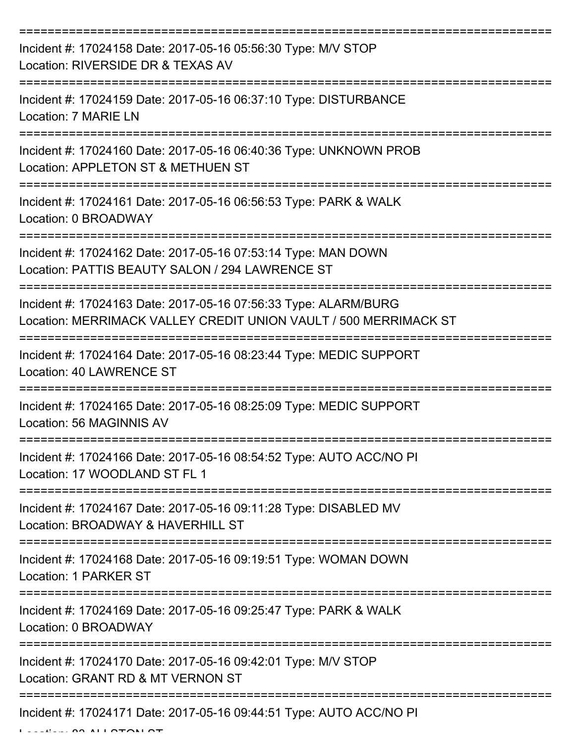===========================================================================

Incident #: 17024158 Date: 2017-05-16 05:56:30 Type: M/V STOP
Location: RIVERSIDE DR & TEXAS AV

===========================================================================

Incident #: 17024159 Date: 2017-05-16 06:37:10 Type: DISTURBANCE
Location: 7 MARIE LN

===========================================================================

Incident #: 17024160 Date: 2017-05-16 06:40:36 Type: UNKNOWN PROB
Location: APPLETON ST & METHUEN ST

===========================================================================

Incident #: 17024161 Date: 2017-05-16 06:56:53 Type: PARK & WALK
Location: 0 BROADWAY

===========================================================================

Incident #: 17024162 Date: 2017-05-16 07:53:14 Type: MAN DOWN
Location: PATTIS BEAUTY SALON / 294 LAWRENCE ST

===========================================================================

Incident #: 17024163 Date: 2017-05-16 07:56:33 Type: ALARM/BURG
Location: MERRIMACK VALLEY CREDIT UNION VAULT / 500 MERRIMACK ST

===========================================================================

Incident #: 17024164 Date: 2017-05-16 08:23:44 Type: MEDIC SUPPORT
Location: 40 LAWRENCE ST

===========================================================================

Incident #: 17024165 Date: 2017-05-16 08:25:09 Type: MEDIC SUPPORT
Location: 56 MAGINNIS AV

===========================================================================

Incident #: 17024166 Date: 2017-05-16 08:54:52 Type: AUTO ACC/NO PI
Location: 17 WOODLAND ST FL 1

===========================================================================

Incident #: 17024167 Date: 2017-05-16 09:11:28 Type: DISABLED MV
Location: BROADWAY & HAVERHILL ST

===========================================================================

Incident #: 17024168 Date: 2017-05-16 09:19:51 Type: WOMAN DOWN
Location: 1 PARKER ST

===========================================================================

Incident #: 17024169 Date: 2017-05-16 09:25:47 Type: PARK & WALK
Location: 0 BROADWAY

===========================================================================

Incident #: 17024170 Date: 2017-05-16 09:42:01 Type: M/V STOP
Location: GRANT RD & MT VERNON ST

===========================================================================

Incident #: 17024171 Date: 2017-05-16 09:44:51 Type: AUTO ACC/NO PI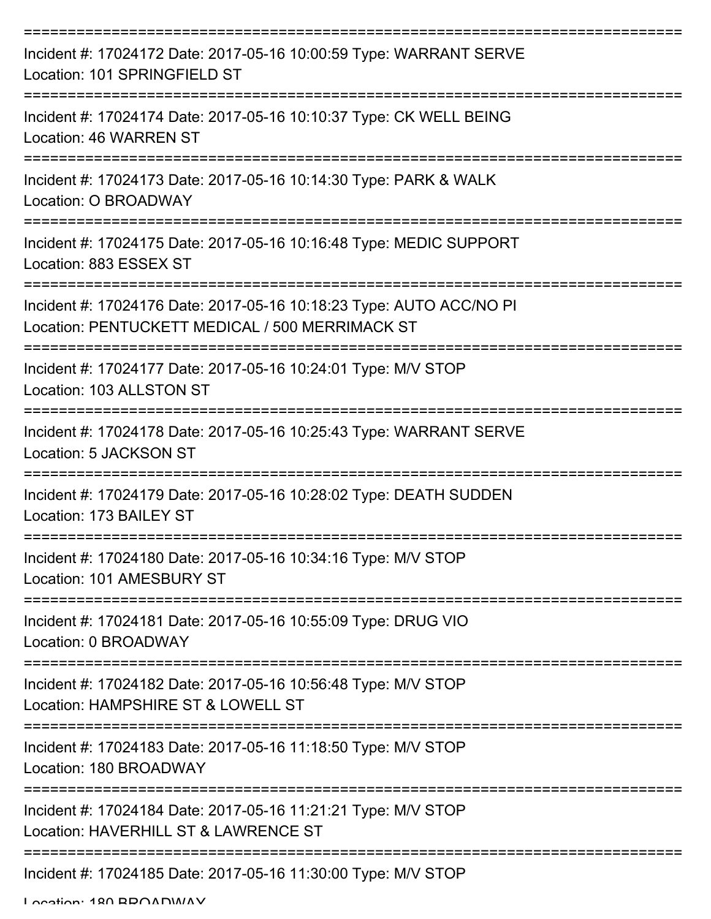===========================================================================

Incident #: 17024172 Date: 2017-05-16 10:00:59 Type: WARRANT SERVE
Location: 101 SPRINGFIELD ST

===========================================================================

Incident #: 17024174 Date: 2017-05-16 10:10:37 Type: CK WELL BEING
Location: 46 WARREN ST

===========================================================================

Incident #: 17024173 Date: 2017-05-16 10:14:30 Type: PARK & WALK
Location: O BROADWAY

===========================================================================

Incident #: 17024175 Date: 2017-05-16 10:16:48 Type: MEDIC SUPPORT
Location: 883 ESSEX ST

===========================================================================

Incident #: 17024176 Date: 2017-05-16 10:18:23 Type: AUTO ACC/NO PI
Location: PENTUCKETT MEDICAL / 500 MERRIMACK ST

===========================================================================

Incident #: 17024177 Date: 2017-05-16 10:24:01 Type: M/V STOP
Location: 103 ALLSTON ST

===========================================================================

Incident #: 17024178 Date: 2017-05-16 10:25:43 Type: WARRANT SERVE
Location: 5 JACKSON ST

===========================================================================

Incident #: 17024179 Date: 2017-05-16 10:28:02 Type: DEATH SUDDEN
Location: 173 BAILEY ST

===========================================================================

Incident #: 17024180 Date: 2017-05-16 10:34:16 Type: M/V STOP
Location: 101 AMESBURY ST

===========================================================================

Incident #: 17024181 Date: 2017-05-16 10:55:09 Type: DRUG VIO
Location: 0 BROADWAY

===========================================================================

Incident #: 17024182 Date: 2017-05-16 10:56:48 Type: M/V STOP
Location: HAMPSHIRE ST & LOWELL ST

===========================================================================

Incident #: 17024183 Date: 2017-05-16 11:18:50 Type: M/V STOP
Location: 180 BROADWAY

===========================================================================

Incident #: 17024184 Date: 2017-05-16 11:21:21 Type: M/V STOP
Location: HAVERHILL ST & LAWRENCE ST

===========================================================================

Incident #: 17024185 Date: 2017-05-16 11:30:00 Type: M/V STOP
Location: 180 BROADWAY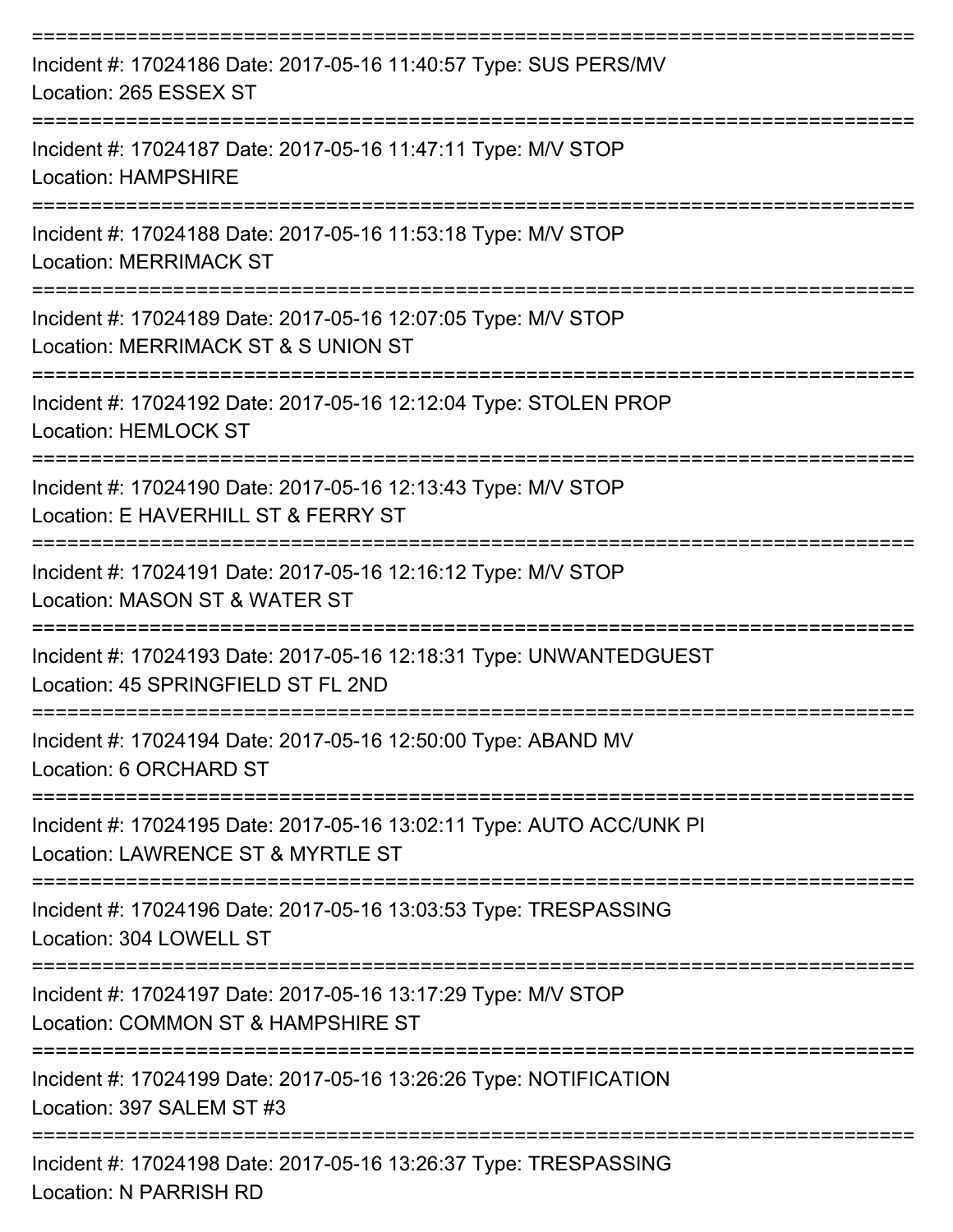Incident #: 17024186 Date: 2017-05-16 11:40:57 Type: SUS PERS/MV
Location: 265 ESSEX ST

---

Incident #: 17024187 Date: 2017-05-16 11:47:11 Type: M/V STOP
Location: HAMPSHIRE

---

Incident #: 17024188 Date: 2017-05-16 11:53:18 Type: M/V STOP
Location: MERRIMACK ST

---

Incident #: 17024189 Date: 2017-05-16 12:07:05 Type: M/V STOP
Location: MERRIMACK ST & S UNION ST

---

Incident #: 17024192 Date: 2017-05-16 12:12:04 Type: STOLEN PROP
Location: HEMLOCK ST

---

Incident #: 17024190 Date: 2017-05-16 12:13:43 Type: M/V STOP
Location: E HAVERHILL ST & FERRY ST

---

Incident #: 17024191 Date: 2017-05-16 12:16:12 Type: M/V STOP
Location: MASON ST & WATER ST

---

Incident #: 17024193 Date: 2017-05-16 12:18:31 Type: UNWANTEDGUEST
Location: 45 SPRINGFIELD ST FL 2ND

---

Incident #: 17024194 Date: 2017-05-16 12:50:00 Type: ABAND MV
Location: 6 ORCHARD ST

---

Incident #: 17024195 Date: 2017-05-16 13:02:11 Type: AUTO ACC/UNK PI
Location: LAWRENCE ST & MYRTLE ST

---

Incident #: 17024196 Date: 2017-05-16 13:03:53 Type: TRESPASSING
Location: 304 LOWELL ST

---

Incident #: 17024197 Date: 2017-05-16 13:17:29 Type: M/V STOP
Location: COMMON ST & HAMPSHIRE ST

---

Incident #: 17024199 Date: 2017-05-16 13:26:26 Type: NOTIFICATION
Location: 397 SALEM ST #3

---

Incident #: 17024198 Date: 2017-05-16 13:26:37 Type: TRESPASSING
Location: N PARRISH RD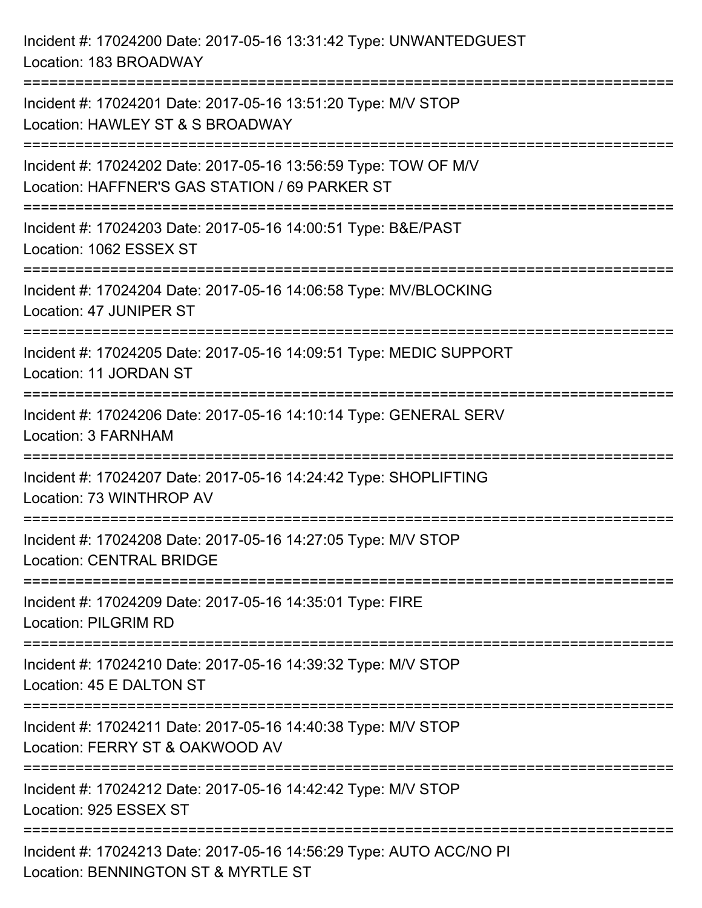Incident #: 17024200 Date: 2017-05-16 13:31:42 Type: UNWANTEDGUEST
Location: 183 BROADWAY

===========================================================================

Incident #: 17024201 Date: 2017-05-16 13:51:20 Type: M/V STOP
Location: HAWLEY ST & S BROADWAY

===========================================================================

Incident #: 17024202 Date: 2017-05-16 13:56:59 Type: TOW OF M/V
Location: HAFFNER'S GAS STATION / 69 PARKER ST

===========================================================================

Incident #: 17024203 Date: 2017-05-16 14:00:51 Type: B&E/PAST
Location: 1062 ESSEX ST

===========================================================================

Incident #: 17024204 Date: 2017-05-16 14:06:58 Type: MV/BLOCKING
Location: 47 JUNIPER ST

===========================================================================

Incident #: 17024205 Date: 2017-05-16 14:09:51 Type: MEDIC SUPPORT
Location: 11 JORDAN ST

===========================================================================

Incident #: 17024206 Date: 2017-05-16 14:10:14 Type: GENERAL SERV
Location: 3 FARNHAM

===========================================================================

Incident #: 17024207 Date: 2017-05-16 14:24:42 Type: SHOPLIFTING
Location: 73 WINTHROP AV

===========================================================================

Incident #: 17024208 Date: 2017-05-16 14:27:05 Type: M/V STOP
Location: CENTRAL BRIDGE

===========================================================================

Incident #: 17024209 Date: 2017-05-16 14:35:01 Type: FIRE
Location: PILGRIM RD

===========================================================================

Incident #: 17024210 Date: 2017-05-16 14:39:32 Type: M/V STOP
Location: 45 E DALTON ST

===========================================================================

Incident #: 17024211 Date: 2017-05-16 14:40:38 Type: M/V STOP
Location: FERRY ST & OAKWOOD AV

===========================================================================

Incident #: 17024212 Date: 2017-05-16 14:42:42 Type: M/V STOP
Location: 925 ESSEX ST

===========================================================================

Incident #: 17024213 Date: 2017-05-16 14:56:29 Type: AUTO ACC/NO PI
Location: BENNINGTON ST & MYRTLE ST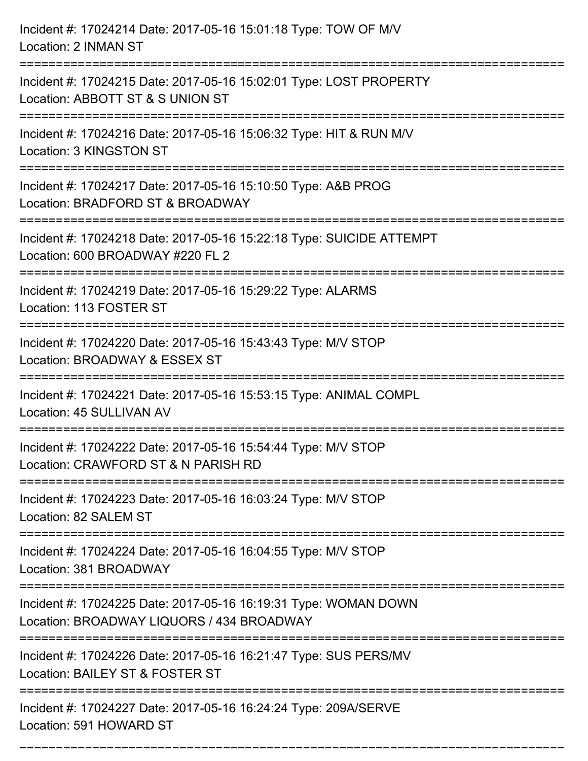Incident #: 17024214 Date: 2017-05-16 15:01:18 Type: TOW OF M/V
Location: 2 INMAN ST

===========================================================================

Incident #: 17024215 Date: 2017-05-16 15:02:01 Type: LOST PROPERTY
Location: ABBOTT ST & S UNION ST

===========================================================================

Incident #: 17024216 Date: 2017-05-16 15:06:32 Type: HIT & RUN M/V
Location: 3 KINGSTON ST

===========================================================================

Incident #: 17024217 Date: 2017-05-16 15:10:50 Type: A&B PROG
Location: BRADFORD ST & BROADWAY

===========================================================================

Incident #: 17024218 Date: 2017-05-16 15:22:18 Type: SUICIDE ATTEMPT
Location: 600 BROADWAY #220 FL 2

===========================================================================

Incident #: 17024219 Date: 2017-05-16 15:29:22 Type: ALARMS
Location: 113 FOSTER ST

===========================================================================

Incident #: 17024220 Date: 2017-05-16 15:43:43 Type: M/V STOP
Location: BROADWAY & ESSEX ST

===========================================================================

Incident #: 17024221 Date: 2017-05-16 15:53:15 Type: ANIMAL COMPL
Location: 45 SULLIVAN AV

===========================================================================

Incident #: 17024222 Date: 2017-05-16 15:54:44 Type: M/V STOP
Location: CRAWFORD ST & N PARISH RD

===========================================================================

Incident #: 17024223 Date: 2017-05-16 16:03:24 Type: M/V STOP
Location: 82 SALEM ST

===========================================================================

Incident #: 17024224 Date: 2017-05-16 16:04:55 Type: M/V STOP
Location: 381 BROADWAY

===========================================================================

Incident #: 17024225 Date: 2017-05-16 16:19:31 Type: WOMAN DOWN
Location: BROADWAY LIQUORS / 434 BROADWAY

===========================================================================

Incident #: 17024226 Date: 2017-05-16 16:21:47 Type: SUS PERS/MV
Location: BAILEY ST & FOSTER ST

===========================================================================

Incident #: 17024227 Date: 2017-05-16 16:24:24 Type: 209A/SERVE
Location: 591 HOWARD ST

===========================================================================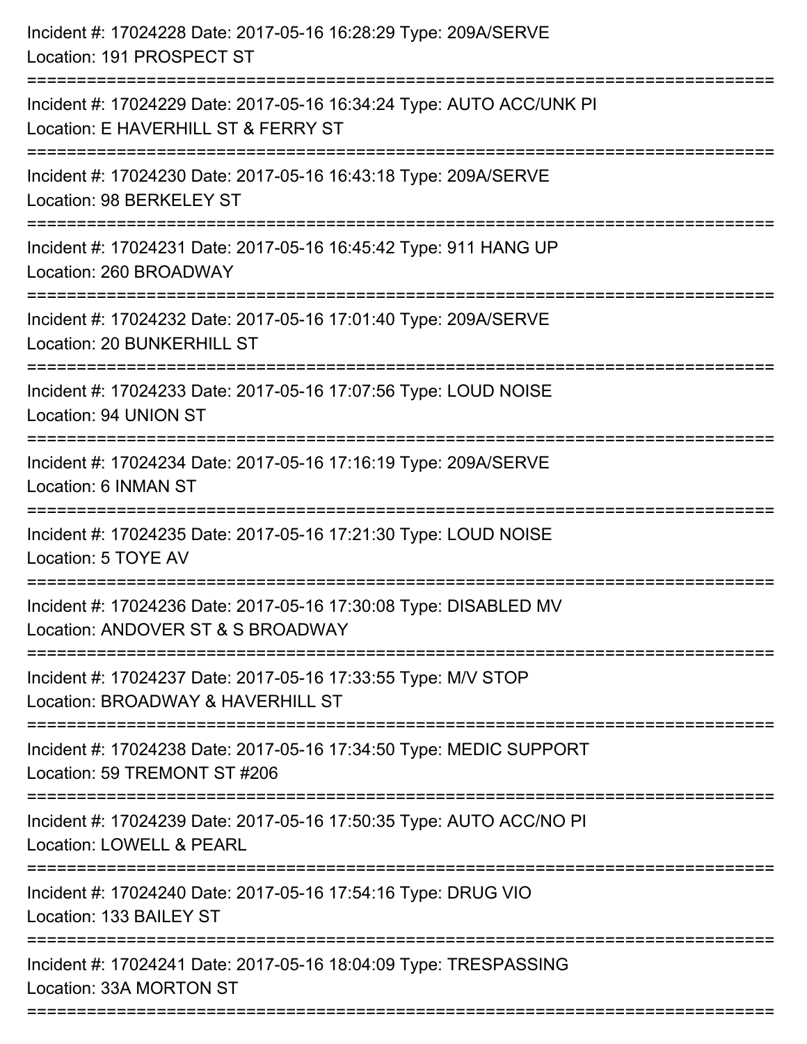Incident #: 17024228 Date: 2017-05-16 16:28:29 Type: 209A/SERVE
Location: 191 PROSPECT ST

===========================================================================

Incident #: 17024229 Date: 2017-05-16 16:34:24 Type: AUTO ACC/UNK PI
Location: E HAVERHILL ST & FERRY ST

===========================================================================

Incident #: 17024230 Date: 2017-05-16 16:43:18 Type: 209A/SERVE
Location: 98 BERKELEY ST

===========================================================================

Incident #: 17024231 Date: 2017-05-16 16:45:42 Type: 911 HANG UP
Location: 260 BROADWAY

===========================================================================

Incident #: 17024232 Date: 2017-05-16 17:01:40 Type: 209A/SERVE
Location: 20 BUNKERHILL ST

===========================================================================

Incident #: 17024233 Date: 2017-05-16 17:07:56 Type: LOUD NOISE
Location: 94 UNION ST

===========================================================================

Incident #: 17024234 Date: 2017-05-16 17:16:19 Type: 209A/SERVE
Location: 6 INMAN ST

===========================================================================

Incident #: 17024235 Date: 2017-05-16 17:21:30 Type: LOUD NOISE
Location: 5 TOYE AV

===========================================================================

Incident #: 17024236 Date: 2017-05-16 17:30:08 Type: DISABLED MV
Location: ANDOVER ST & S BROADWAY

===========================================================================

Incident #: 17024237 Date: 2017-05-16 17:33:55 Type: M/V STOP
Location: BROADWAY & HAVERHILL ST

===========================================================================

Incident #: 17024238 Date: 2017-05-16 17:34:50 Type: MEDIC SUPPORT
Location: 59 TREMONT ST #206

===========================================================================

Incident #: 17024239 Date: 2017-05-16 17:50:35 Type: AUTO ACC/NO PI
Location: LOWELL & PEARL

===========================================================================

Incident #: 17024240 Date: 2017-05-16 17:54:16 Type: DRUG VIO
Location: 133 BAILEY ST

===========================================================================

Incident #: 17024241 Date: 2017-05-16 18:04:09 Type: TRESPASSING
Location: 33A MORTON ST

===========================================================================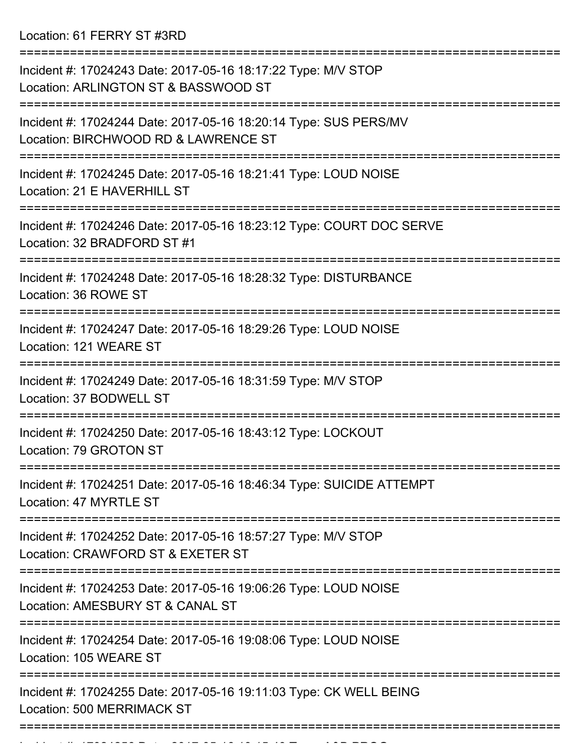Location: 61 FERRY ST #3RD

===========================================================================

Incident #: 17024243 Date: 2017-05-16 18:17:22 Type: M/V STOP
Location: ARLINGTON ST & BASSWOOD ST

===========================================================================

Incident #: 17024244 Date: 2017-05-16 18:20:14 Type: SUS PERS/MV
Location: BIRCHWOOD RD & LAWRENCE ST

===========================================================================

Incident #: 17024245 Date: 2017-05-16 18:21:41 Type: LOUD NOISE
Location: 21 E HAVERHILL ST

===========================================================================

Incident #: 17024246 Date: 2017-05-16 18:23:12 Type: COURT DOC SERVE
Location: 32 BRADFORD ST #1

===========================================================================

Incident #: 17024248 Date: 2017-05-16 18:28:32 Type: DISTURBANCE
Location: 36 ROWE ST

===========================================================================

Incident #: 17024247 Date: 2017-05-16 18:29:26 Type: LOUD NOISE
Location: 121 WEARE ST

===========================================================================

Incident #: 17024249 Date: 2017-05-16 18:31:59 Type: M/V STOP
Location: 37 BODWELL ST

===========================================================================

Incident #: 17024250 Date: 2017-05-16 18:43:12 Type: LOCKOUT
Location: 79 GROTON ST

===========================================================================

Incident #: 17024251 Date: 2017-05-16 18:46:34 Type: SUICIDE ATTEMPT
Location: 47 MYRTLE ST

===========================================================================

Incident #: 17024252 Date: 2017-05-16 18:57:27 Type: M/V STOP
Location: CRAWFORD ST & EXETER ST

===========================================================================

Incident #: 17024253 Date: 2017-05-16 19:06:26 Type: LOUD NOISE
Location: AMESBURY ST & CANAL ST

===========================================================================

Incident #: 17024254 Date: 2017-05-16 19:08:06 Type: LOUD NOISE
Location: 105 WEARE ST

===========================================================================

Incident #: 17024255 Date: 2017-05-16 19:11:03 Type: CK WELL BEING
Location: 500 MERRIMACK ST

===========================================================================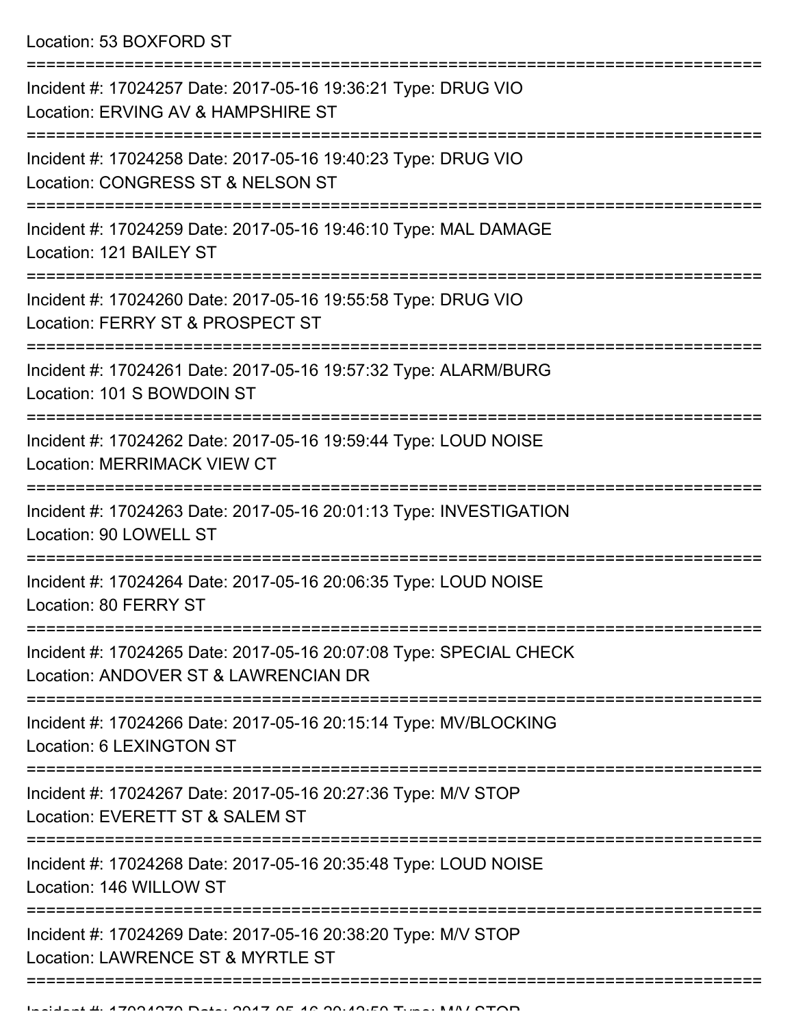Location: 53 BOXFORD ST

===========================================================================

Incident #: 17024257 Date: 2017-05-16 19:36:21 Type: DRUG VIO
Location: ERVING AV & HAMPSHIRE ST

===========================================================================

Incident #: 17024258 Date: 2017-05-16 19:40:23 Type: DRUG VIO
Location: CONGRESS ST & NELSON ST

===========================================================================

Incident #: 17024259 Date: 2017-05-16 19:46:10 Type: MAL DAMAGE
Location: 121 BAILEY ST

===========================================================================

Incident #: 17024260 Date: 2017-05-16 19:55:58 Type: DRUG VIO
Location: FERRY ST & PROSPECT ST

===========================================================================

Incident #: 17024261 Date: 2017-05-16 19:57:32 Type: ALARM/BURG
Location: 101 S BOWDOIN ST

===========================================================================

Incident #: 17024262 Date: 2017-05-16 19:59:44 Type: LOUD NOISE
Location: MERRIMACK VIEW CT

===========================================================================

Incident #: 17024263 Date: 2017-05-16 20:01:13 Type: INVESTIGATION
Location: 90 LOWELL ST

===========================================================================

Incident #: 17024264 Date: 2017-05-16 20:06:35 Type: LOUD NOISE
Location: 80 FERRY ST

===========================================================================

Incident #: 17024265 Date: 2017-05-16 20:07:08 Type: SPECIAL CHECK
Location: ANDOVER ST & LAWRENCIAN DR

===========================================================================

Incident #: 17024266 Date: 2017-05-16 20:15:14 Type: MV/BLOCKING
Location: 6 LEXINGTON ST

===========================================================================

Incident #: 17024267 Date: 2017-05-16 20:27:36 Type: M/V STOP
Location: EVERETT ST & SALEM ST

===========================================================================

Incident #: 17024268 Date: 2017-05-16 20:35:48 Type: LOUD NOISE
Location: 146 WILLOW ST

===========================================================================

Incident #: 17024269 Date: 2017-05-16 20:38:20 Type: M/V STOP
Location: LAWRENCE ST & MYRTLE ST

===========================================================================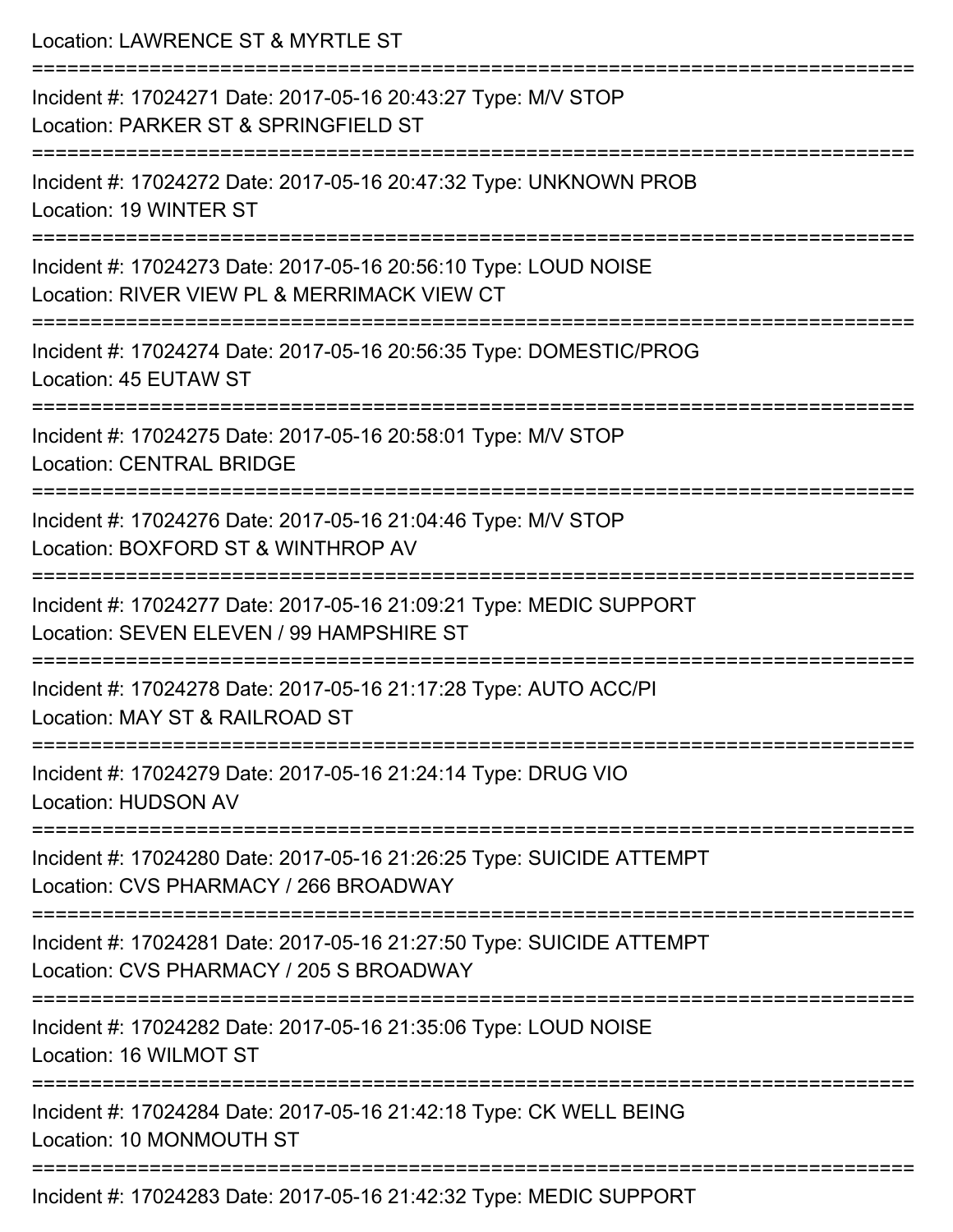Location: LAWRENCE ST & MYRTLE ST

===========================================================================

Incident #: 17024271 Date: 2017-05-16 20:43:27 Type: M/V STOP
Location: PARKER ST & SPRINGFIELD ST

===========================================================================

Incident #: 17024272 Date: 2017-05-16 20:47:32 Type: UNKNOWN PROB
Location: 19 WINTER ST

===========================================================================

Incident #: 17024273 Date: 2017-05-16 20:56:10 Type: LOUD NOISE
Location: RIVER VIEW PL & MERRIMACK VIEW CT

===========================================================================

Incident #: 17024274 Date: 2017-05-16 20:56:35 Type: DOMESTIC/PROG
Location: 45 EUTAW ST

===========================================================================

Incident #: 17024275 Date: 2017-05-16 20:58:01 Type: M/V STOP
Location: CENTRAL BRIDGE

===========================================================================

Incident #: 17024276 Date: 2017-05-16 21:04:46 Type: M/V STOP
Location: BOXFORD ST & WINTHROP AV

===========================================================================

Incident #: 17024277 Date: 2017-05-16 21:09:21 Type: MEDIC SUPPORT
Location: SEVEN ELEVEN / 99 HAMPSHIRE ST

===========================================================================

Incident #: 17024278 Date: 2017-05-16 21:17:28 Type: AUTO ACC/PI
Location: MAY ST & RAILROAD ST

===========================================================================

Incident #: 17024279 Date: 2017-05-16 21:24:14 Type: DRUG VIO
Location: HUDSON AV

===========================================================================

Incident #: 17024280 Date: 2017-05-16 21:26:25 Type: SUICIDE ATTEMPT
Location: CVS PHARMACY / 266 BROADWAY

===========================================================================

Incident #: 17024281 Date: 2017-05-16 21:27:50 Type: SUICIDE ATTEMPT
Location: CVS PHARMACY / 205 S BROADWAY

===========================================================================

Incident #: 17024282 Date: 2017-05-16 21:35:06 Type: LOUD NOISE
Location: 16 WILMOT ST

===========================================================================

Incident #: 17024284 Date: 2017-05-16 21:42:18 Type: CK WELL BEING
Location: 10 MONMOUTH ST

===========================================================================

Incident #: 17024283 Date: 2017-05-16 21:42:32 Type: MEDIC SUPPORT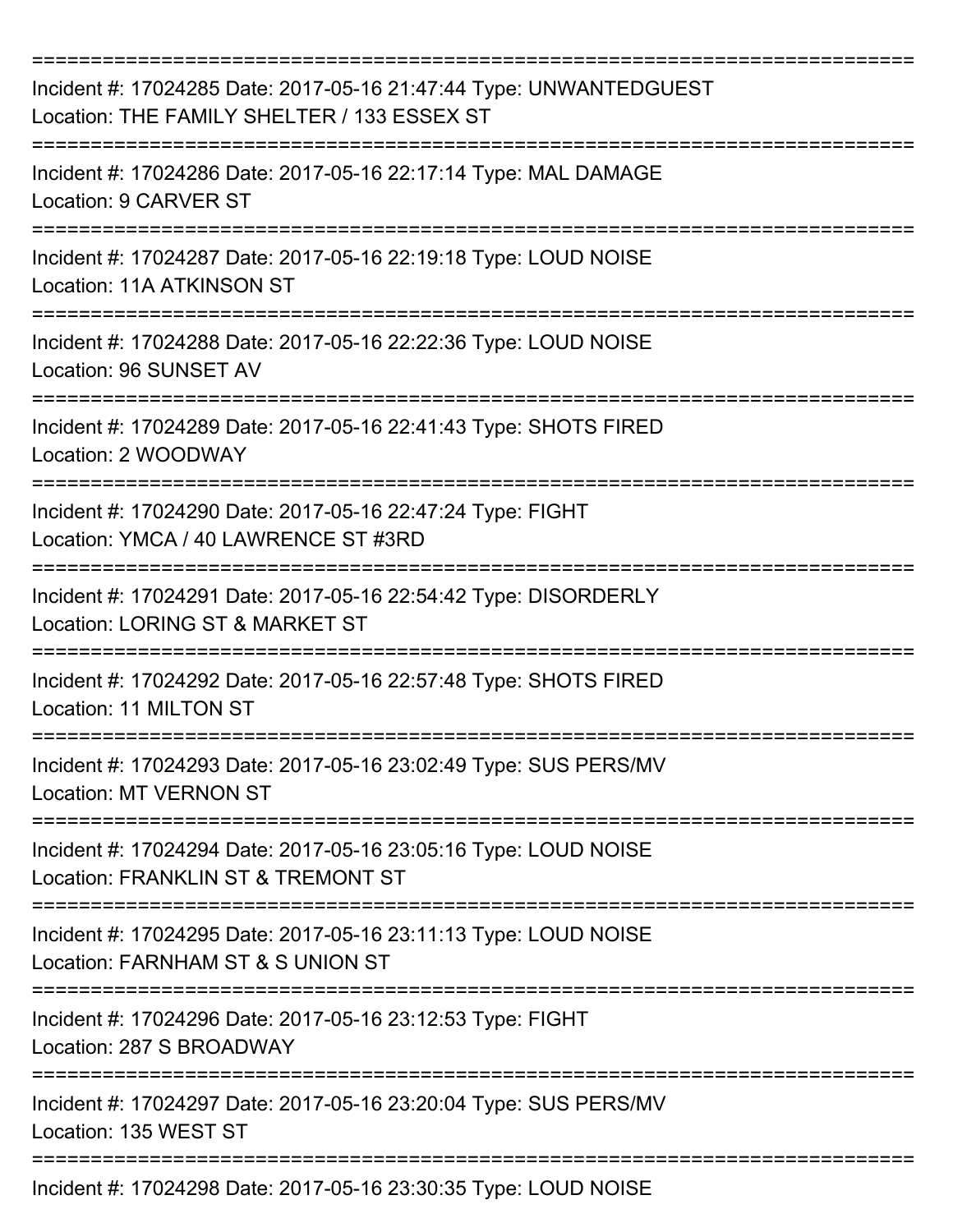===========================================================================

Incident #: 17024285 Date: 2017-05-16 21:47:44 Type: UNWANTEDGUEST
Location: THE FAMILY SHELTER / 133 ESSEX ST

===========================================================================

Incident #: 17024286 Date: 2017-05-16 22:17:14 Type: MAL DAMAGE
Location: 9 CARVER ST

===========================================================================

Incident #: 17024287 Date: 2017-05-16 22:19:18 Type: LOUD NOISE
Location: 11A ATKINSON ST

===========================================================================

Incident #: 17024288 Date: 2017-05-16 22:22:36 Type: LOUD NOISE
Location: 96 SUNSET AV

===========================================================================

Incident #: 17024289 Date: 2017-05-16 22:41:43 Type: SHOTS FIRED
Location: 2 WOODWAY

===========================================================================

Incident #: 17024290 Date: 2017-05-16 22:47:24 Type: FIGHT
Location: YMCA / 40 LAWRENCE ST #3RD

===========================================================================

Incident #: 17024291 Date: 2017-05-16 22:54:42 Type: DISORDERLY
Location: LORING ST & MARKET ST

===========================================================================

Incident #: 17024292 Date: 2017-05-16 22:57:48 Type: SHOTS FIRED
Location: 11 MILTON ST

===========================================================================

Incident #: 17024293 Date: 2017-05-16 23:02:49 Type: SUS PERS/MV
Location: MT VERNON ST

===========================================================================

Incident #: 17024294 Date: 2017-05-16 23:05:16 Type: LOUD NOISE
Location: FRANKLIN ST & TREMONT ST

===========================================================================

Incident #: 17024295 Date: 2017-05-16 23:11:13 Type: LOUD NOISE
Location: FARNHAM ST & S UNION ST

===========================================================================

Incident #: 17024296 Date: 2017-05-16 23:12:53 Type: FIGHT
Location: 287 S BROADWAY

===========================================================================

Incident #: 17024297 Date: 2017-05-16 23:20:04 Type: SUS PERS/MV
Location: 135 WEST ST

===========================================================================

Incident #: 17024298 Date: 2017-05-16 23:30:35 Type: LOUD NOISE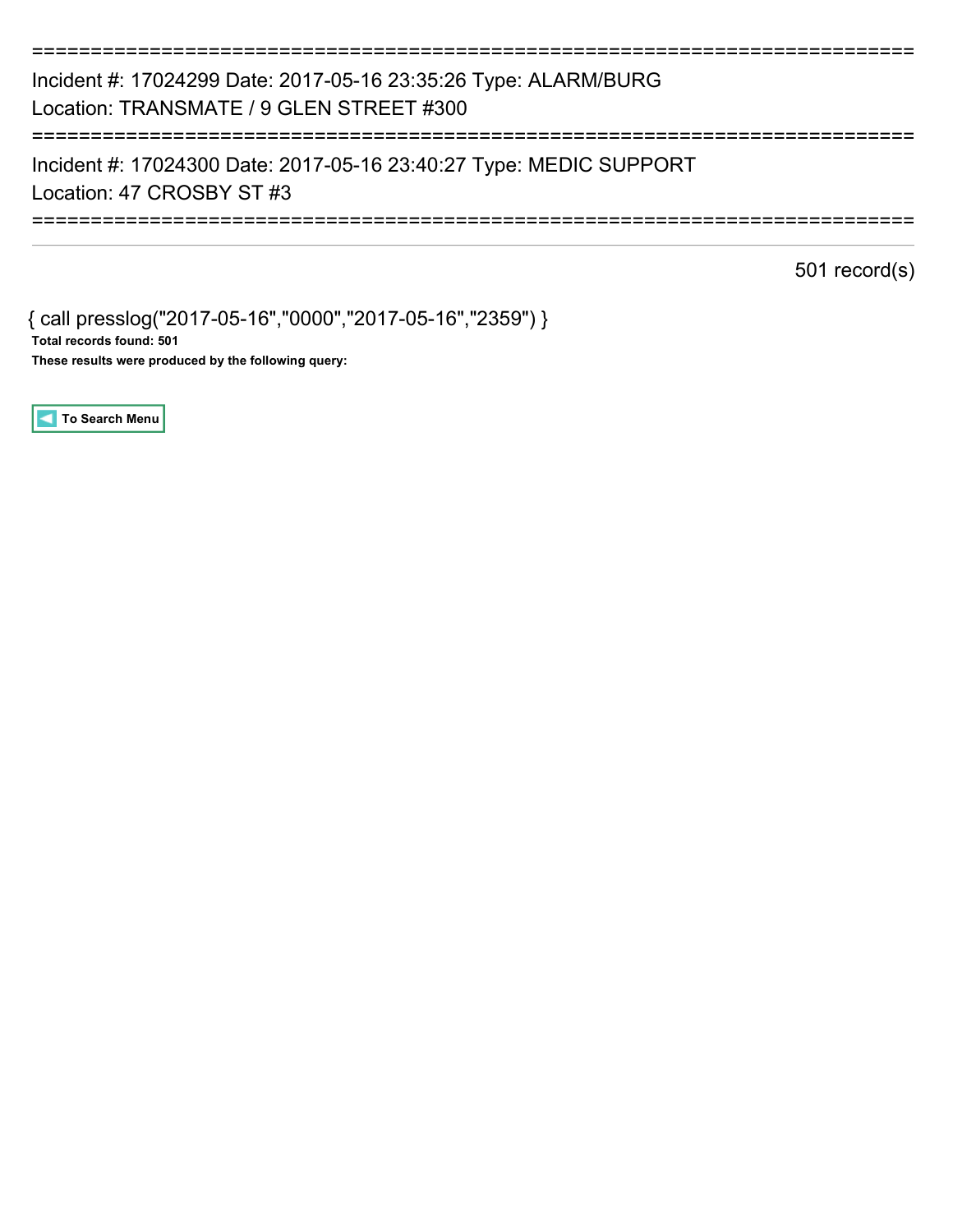===========================================================================

Incident #: 17024299 Date: 2017-05-16 23:35:26 Type: ALARM/BURG
Location: TRANSMATE / 9 GLEN STREET #300

===========================================================================

Incident #: 17024300 Date: 2017-05-16 23:40:27 Type: MEDIC SUPPORT
Location: 47 CROSBY ST #3

===========================================================================

---

501 record(s)

{ call presslog("2017-05-16","0000","2017-05-16","2359") }

**Total records found: 501**

**These results were produced by the following query:**

**To Search Menu**